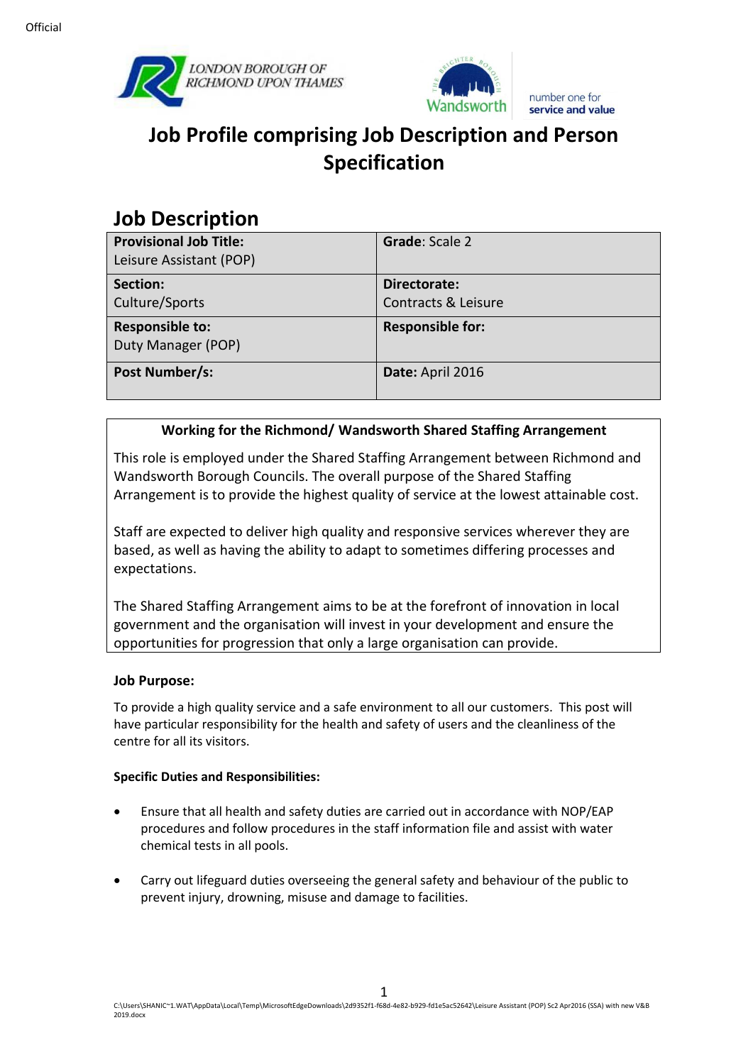Official

# Job Profile comprising Job Description and Person Specification

## Job Description

| **Provisional Job Title:** Leisure Assistant (POP) | **Grade**: Scale 2 |
| --- | --- |
| **Section:** Culture/Sports | **Directorate:** Contracts & Leisure |
| **Responsible to:** Duty Manager (POP) | **Responsible for:** |
| **Post Number/s:** | **Date:** April 2016 |

**Working for the Richmond/ Wandsworth Shared Staffing Arrangement**

This role is employed under the Shared Staffing Arrangement between Richmond and Wandsworth Borough Councils. The overall purpose of the Shared Staffing Arrangement is to provide the highest quality of service at the lowest attainable cost.

Staff are expected to deliver high quality and responsive services wherever they are based, as well as having the ability to adapt to sometimes differing processes and expectations.

The Shared Staffing Arrangement aims to be at the forefront of innovation in local government and the organisation will invest in your development and ensure the opportunities for progression that only a large organisation can provide.

**Job Purpose:**

To provide a high quality service and a safe environment to all our customers. This post will have particular responsibility for the health and safety of users and the cleanliness of the centre for all its visitors.

**Specific Duties and Responsibilities:**

- Ensure that all health and safety duties are carried out in accordance with NOP/EAP procedures and follow procedures in the staff information file and assist with water chemical tests in all pools.
- Carry out lifeguard duties overseeing the general safety and behaviour of the public to prevent injury, drowning, misuse and damage to facilities.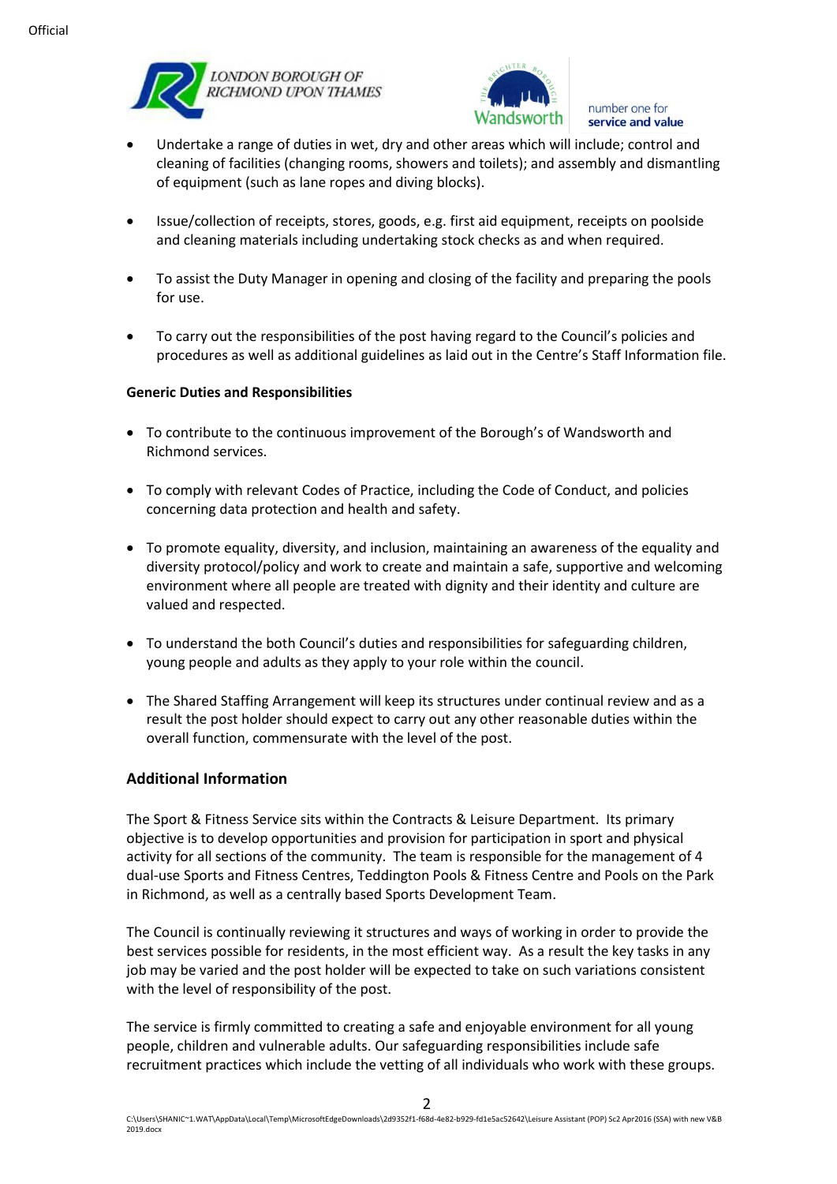- Undertake a range of duties in wet, dry and other areas which will include; control and cleaning of facilities (changing rooms, showers and toilets); and assembly and dismantling of equipment (such as lane ropes and diving blocks).

- Issue/collection of receipts, stores, goods, e.g. first aid equipment, receipts on poolside and cleaning materials including undertaking stock checks as and when required.

- To assist the Duty Manager in opening and closing of the facility and preparing the pools for use.

- To carry out the responsibilities of the post having regard to the Council's policies and procedures as well as additional guidelines as laid out in the Centre's Staff Information file.

**Generic Duties and Responsibilities**

- To contribute to the continuous improvement of the Borough's of Wandsworth and Richmond services.

- To comply with relevant Codes of Practice, including the Code of Conduct, and policies concerning data protection and health and safety.

- To promote equality, diversity, and inclusion, maintaining an awareness of the equality and diversity protocol/policy and work to create and maintain a safe, supportive and welcoming environment where all people are treated with dignity and their identity and culture are valued and respected.

- To understand the both Council's duties and responsibilities for safeguarding children, young people and adults as they apply to your role within the council.

- The Shared Staffing Arrangement will keep its structures under continual review and as a result the post holder should expect to carry out any other reasonable duties within the overall function, commensurate with the level of the post.

## Additional Information

The Sport & Fitness Service sits within the Contracts & Leisure Department. Its primary objective is to develop opportunities and provision for participation in sport and physical activity for all sections of the community. The team is responsible for the management of 4 dual-use Sports and Fitness Centres, Teddington Pools & Fitness Centre and Pools on the Park in Richmond, as well as a centrally based Sports Development Team.

The Council is continually reviewing it structures and ways of working in order to provide the best services possible for residents, in the most efficient way. As a result the key tasks in any job may be varied and the post holder will be expected to take on such variations consistent with the level of responsibility of the post.

The service is firmly committed to creating a safe and enjoyable environment for all young people, children and vulnerable adults. Our safeguarding responsibilities include safe recruitment practices which include the vetting of all individuals who work with these groups.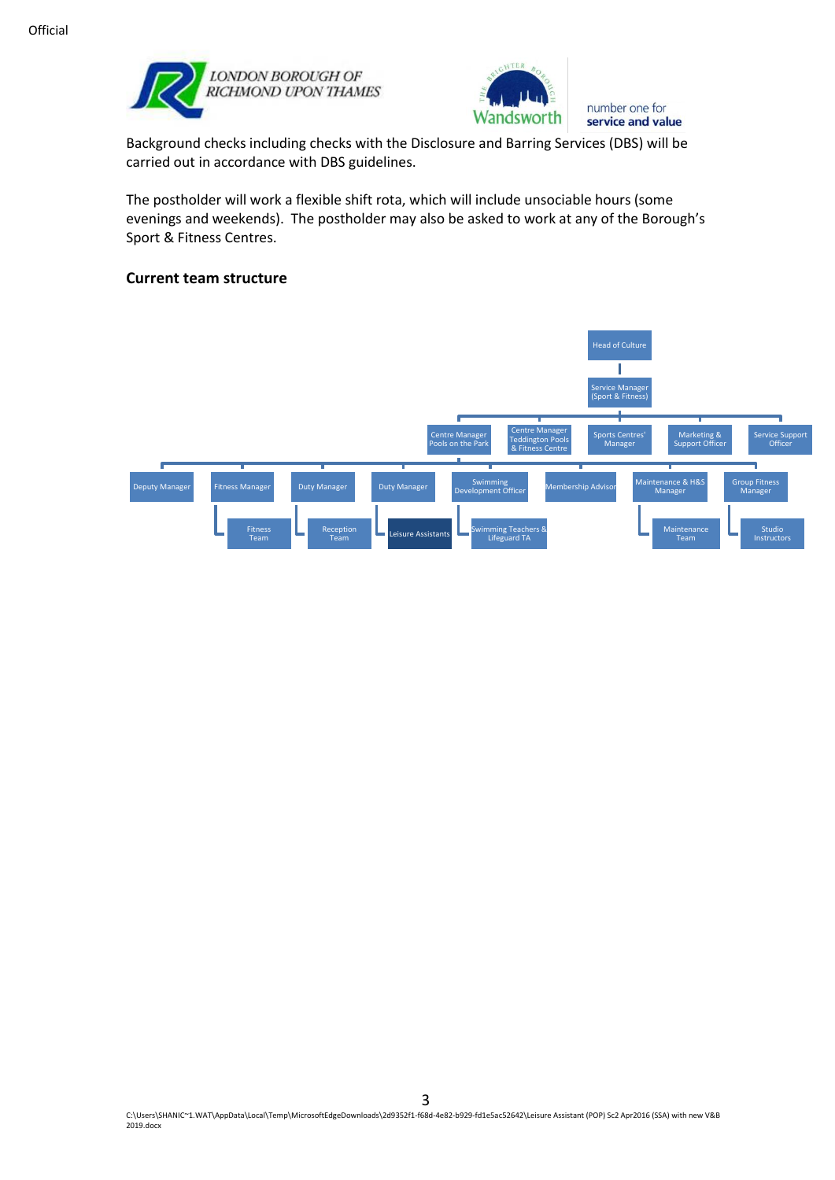Background checks including checks with the Disclosure and Barring Services (DBS) will be carried out in accordance with DBS guidelines.

The postholder will work a flexible shift rota, which will include unsociable hours (some evenings and weekends). The postholder may also be asked to work at any of the Borough's Sport & Fitness Centres.

**Current team structure**

- Head of Culture
  - Service Manager (Sport & Fitness)
    - Centre Manager Pools on the Park
      - Deputy Manager
      - Fitness Manager
        - Fitness Team
      - Duty Manager
        - Reception Team
      - Duty Manager
        - Leisure Assistants
      - Swimming Development Officer
        - Swimming Teachers & Lifeguard TA
      - Membership Advisor
      - Maintenance & H&S Manager
        - Maintenance Team
      - Group Fitness Manager
        - Studio Instructors
    - Centre Manager Teddington Pools & Fitness Centre
    - Sports Centres' Manager
    - Marketing & Support Officer
    - Service Support Officer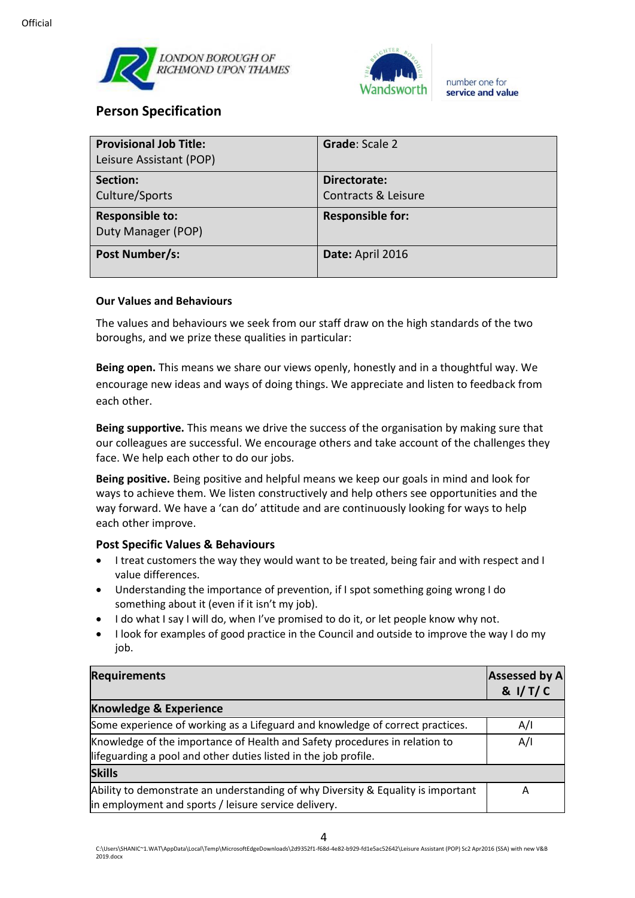Official

LONDON BOROUGH OF RICHMOND UPON THAMES

Wandsworth — number one for service and value

## Person Specification

| **Provisional Job Title:** Leisure Assistant (POP) | **Grade**: Scale 2 |
|---|---|
| **Section:** Culture/Sports | **Directorate:** Contracts & Leisure |
| **Responsible to:** Duty Manager (POP) | **Responsible for:** |
| **Post Number/s:** | **Date:** April 2016 |

### Our Values and Behaviours

The values and behaviours we seek from our staff draw on the high standards of the two boroughs, and we prize these qualities in particular:

**Being open.** This means we share our views openly, honestly and in a thoughtful way. We encourage new ideas and ways of doing things. We appreciate and listen to feedback from each other.

**Being supportive.** This means we drive the success of the organisation by making sure that our colleagues are successful. We encourage others and take account of the challenges they face. We help each other to do our jobs.

**Being positive.** Being positive and helpful means we keep our goals in mind and look for ways to achieve them. We listen constructively and help others see opportunities and the way forward. We have a 'can do' attitude and are continuously looking for ways to help each other improve.

### Post Specific Values & Behaviours

- I treat customers the way they would want to be treated, being fair and with respect and I value differences.
- Understanding the importance of prevention, if I spot something going wrong I do something about it (even if it isn't my job).
- I do what I say I will do, when I've promised to do it, or let people know why not.
- I look for examples of good practice in the Council and outside to improve the way I do my job.

| **Requirements** | **Assessed by A & I/ T/ C** |
|---|---|
| **Knowledge & Experience** | |
| Some experience of working as a Lifeguard and knowledge of correct practices. | A/I |
| Knowledge of the importance of Health and Safety procedures in relation to lifeguarding a pool and other duties listed in the job profile. | A/I |
| **Skills** | |
| Ability to demonstrate an understanding of why Diversity & Equality is important in employment and sports / leisure service delivery. | A |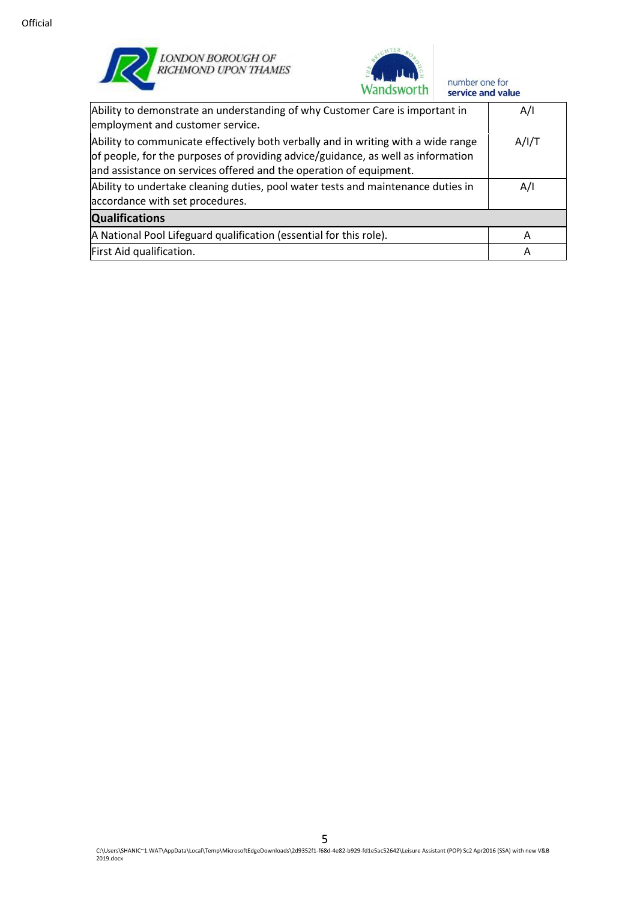| | |
|---|---|
| Ability to demonstrate an understanding of why Customer Care is important in employment and customer service. | A/I |
| Ability to communicate effectively both verbally and in writing with a wide range of people, for the purposes of providing advice/guidance, as well as information and assistance on services offered and the operation of equipment. | A/I/T |
| Ability to undertake cleaning duties, pool water tests and maintenance duties in accordance with set procedures. | A/I |
| **Qualifications** | |
| A National Pool Lifeguard qualification (essential for this role). | A |
| First Aid qualification. | A |